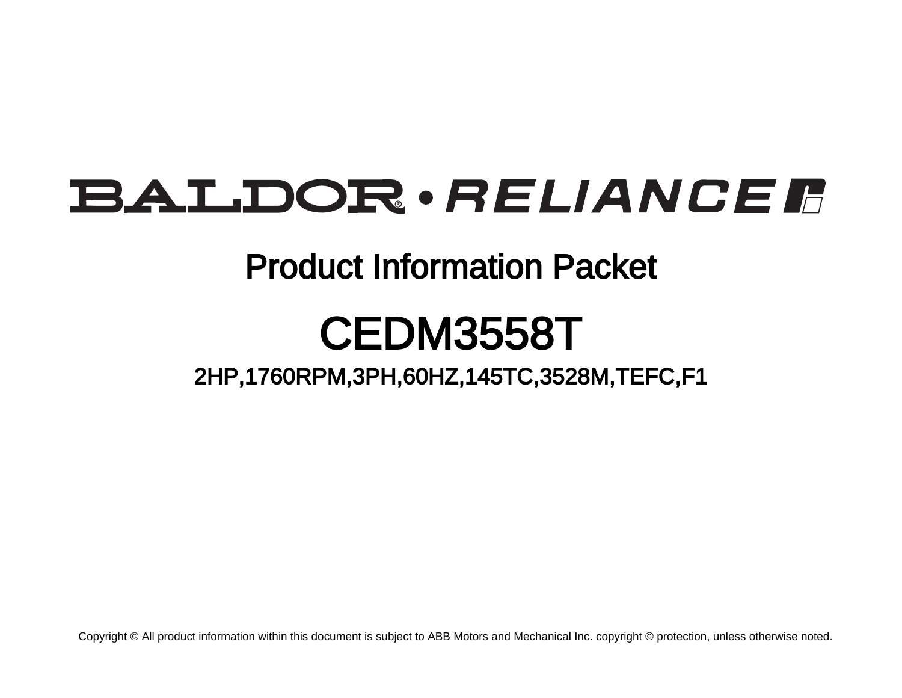BALDOR® • RELIANCE

# Product Information Packet

# CEDM3558T

## 2HP,1760RPM,3PH,60HZ,145TC,3528M,TEFC,F1

Copyright © All product information within this document is subject to ABB Motors and Mechanical Inc. copyright © protection, unless otherwise noted.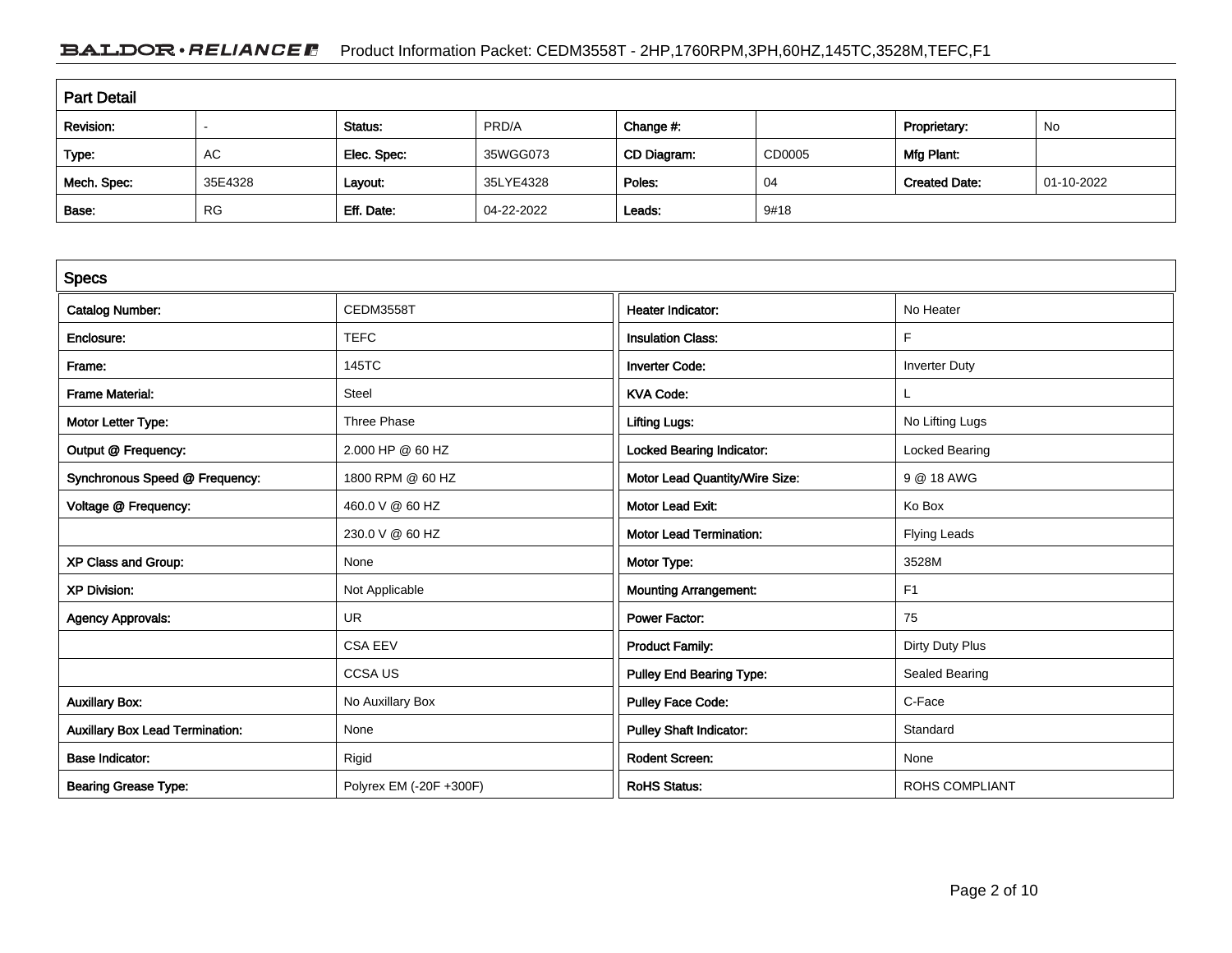## Part Detail

| Revision: | - | Status: | PRD/A | Change #: | | Proprietary: | No |
|---|---|---|---|---|---|---|---|
| Type: | AC | Elec. Spec: | 35WGG073 | CD Diagram: | CD0005 | Mfg Plant: | |
| Mech. Spec: | 35E4328 | Layout: | 35LYE4328 | Poles: | 04 | Created Date: | 01-10-2022 |
| Base: | RG | Eff. Date: | 04-22-2022 | Leads: | 9#18 | | |

## Specs

| | | | |
|---|---|---|---|
| Catalog Number: | CEDM3558T | Heater Indicator: | No Heater |
| Enclosure: | TEFC | Insulation Class: | F |
| Frame: | 145TC | Inverter Code: | Inverter Duty |
| Frame Material: | Steel | KVA Code: | L |
| Motor Letter Type: | Three Phase | Lifting Lugs: | No Lifting Lugs |
| Output @ Frequency: | 2.000 HP @ 60 HZ | Locked Bearing Indicator: | Locked Bearing |
| Synchronous Speed @ Frequency: | 1800 RPM @ 60 HZ | Motor Lead Quantity/Wire Size: | 9 @ 18 AWG |
| Voltage @ Frequency: | 460.0 V @ 60 HZ | Motor Lead Exit: | Ko Box |
| | 230.0 V @ 60 HZ | Motor Lead Termination: | Flying Leads |
| XP Class and Group: | None | Motor Type: | 3528M |
| XP Division: | Not Applicable | Mounting Arrangement: | F1 |
| Agency Approvals: | UR | Power Factor: | 75 |
| | CSA EEV | Product Family: | Dirty Duty Plus |
| | CCSA US | Pulley End Bearing Type: | Sealed Bearing |
| Auxillary Box: | No Auxillary Box | Pulley Face Code: | C-Face |
| Auxillary Box Lead Termination: | None | Pulley Shaft Indicator: | Standard |
| Base Indicator: | Rigid | Rodent Screen: | None |
| Bearing Grease Type: | Polyrex EM (-20F +300F) | RoHS Status: | ROHS COMPLIANT |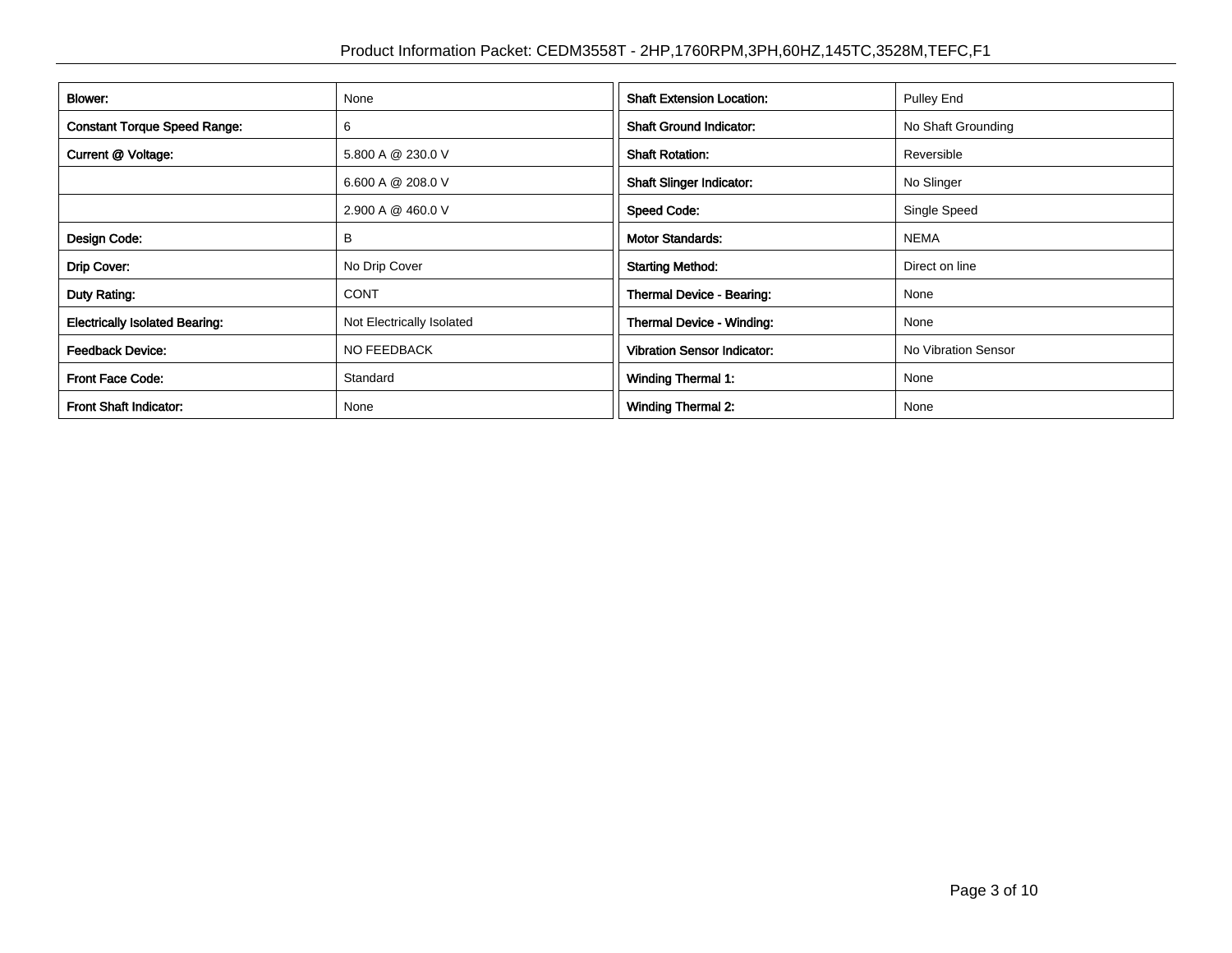| Blower: | None |
|---|---|
| Constant Torque Speed Range: | 6 |
| Current @ Voltage: | 5.800 A @ 230.0 V |
| | 6.600 A @ 208.0 V |
| | 2.900 A @ 460.0 V |
| Design Code: | B |
| Drip Cover: | No Drip Cover |
| Duty Rating: | CONT |
| Electrically Isolated Bearing: | Not Electrically Isolated |
| Feedback Device: | NO FEEDBACK |
| Front Face Code: | Standard |
| Front Shaft Indicator: | None |

| Shaft Extension Location: | Pulley End |
|---|---|
| Shaft Ground Indicator: | No Shaft Grounding |
| Shaft Rotation: | Reversible |
| Shaft Slinger Indicator: | No Slinger |
| Speed Code: | Single Speed |
| Motor Standards: | NEMA |
| Starting Method: | Direct on line |
| Thermal Device - Bearing: | None |
| Thermal Device - Winding: | None |
| Vibration Sensor Indicator: | No Vibration Sensor |
| Winding Thermal 1: | None |
| Winding Thermal 2: | None |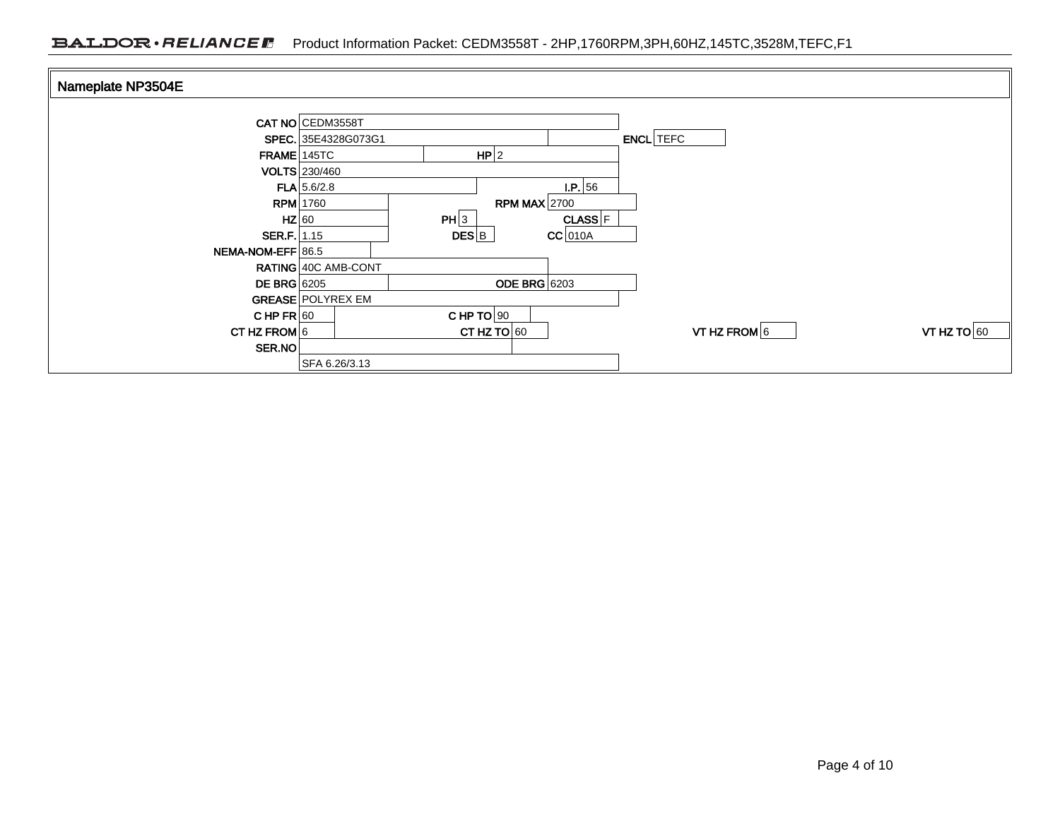## Nameplate NP3504E

| Field | Value | Field | Value | Field | Value |
| --- | --- | --- | --- | --- | --- |
| CAT NO | CEDM3558T | | | | |
| SPEC. | 35E4328G073G1 | | | ENCL | TEFC |
| FRAME | 145TC | HP | 2 | | |
| VOLTS | 230/460 | | | | |
| FLA | 5.6/2.8 | | | I.P. | 56 |
| RPM | 1760 | RPM MAX | 2700 | | |
| HZ | 60 | PH | 3 | CLASS | F |
| SER.F. | 1.15 | DES | B | CC | 010A |
| NEMA-NOM-EFF | 86.5 | | | | |
| RATING | 40C AMB-CONT | | | | |
| DE BRG | 6205 | ODE BRG | 6203 | | |
| GREASE | POLYREX EM | | | | |
| C HP FR | 60 | C HP TO | 90 | | |
| CT HZ FROM | 6 | CT HZ TO | 60 | VT HZ FROM | 6 |
| | | | | VT HZ TO | 60 |
| SER.NO | | | | | |
| | SFA 6.26/3.13 | | | | |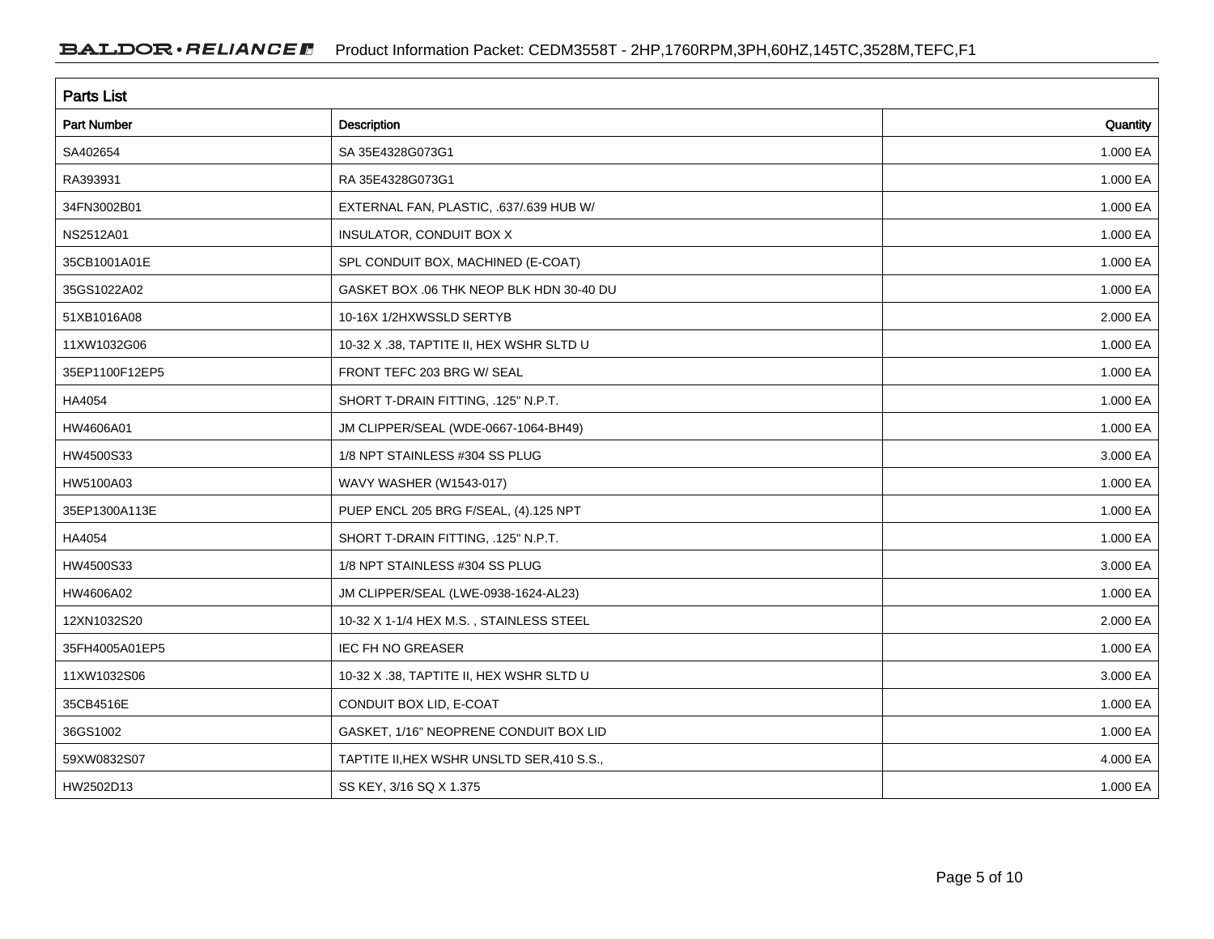## Parts List

| Part Number | Description | Quantity |
|---|---|---|
| SA402654 | SA 35E4328G073G1 | 1.000 EA |
| RA393931 | RA 35E4328G073G1 | 1.000 EA |
| 34FN3002B01 | EXTERNAL FAN, PLASTIC, .637/.639 HUB W/ | 1.000 EA |
| NS2512A01 | INSULATOR, CONDUIT BOX X | 1.000 EA |
| 35CB1001A01E | SPL CONDUIT BOX, MACHINED (E-COAT) | 1.000 EA |
| 35GS1022A02 | GASKET BOX .06 THK NEOP BLK HDN 30-40 DU | 1.000 EA |
| 51XB1016A08 | 10-16X 1/2HXWSSLD SERTYB | 2.000 EA |
| 11XW1032G06 | 10-32 X .38, TAPTITE II, HEX WSHR SLTD U | 1.000 EA |
| 35EP1100F12EP5 | FRONT TEFC 203 BRG W/ SEAL | 1.000 EA |
| HA4054 | SHORT T-DRAIN FITTING, .125" N.P.T. | 1.000 EA |
| HW4606A01 | JM CLIPPER/SEAL (WDE-0667-1064-BH49) | 1.000 EA |
| HW4500S33 | 1/8 NPT STAINLESS #304 SS PLUG | 3.000 EA |
| HW5100A03 | WAVY WASHER (W1543-017) | 1.000 EA |
| 35EP1300A113E | PUEP ENCL 205 BRG F/SEAL, (4).125 NPT | 1.000 EA |
| HA4054 | SHORT T-DRAIN FITTING, .125" N.P.T. | 1.000 EA |
| HW4500S33 | 1/8 NPT STAINLESS #304 SS PLUG | 3.000 EA |
| HW4606A02 | JM CLIPPER/SEAL (LWE-0938-1624-AL23) | 1.000 EA |
| 12XN1032S20 | 10-32 X 1-1/4 HEX M.S. , STAINLESS STEEL | 2.000 EA |
| 35FH4005A01EP5 | IEC FH NO GREASER | 1.000 EA |
| 11XW1032S06 | 10-32 X .38, TAPTITE II, HEX WSHR SLTD U | 3.000 EA |
| 35CB4516E | CONDUIT BOX LID, E-COAT | 1.000 EA |
| 36GS1002 | GASKET, 1/16" NEOPRENE CONDUIT BOX LID | 1.000 EA |
| 59XW0832S07 | TAPTITE II,HEX WSHR UNSLTD SER,410 S.S., | 4.000 EA |
| HW2502D13 | SS KEY, 3/16 SQ X 1.375 | 1.000 EA |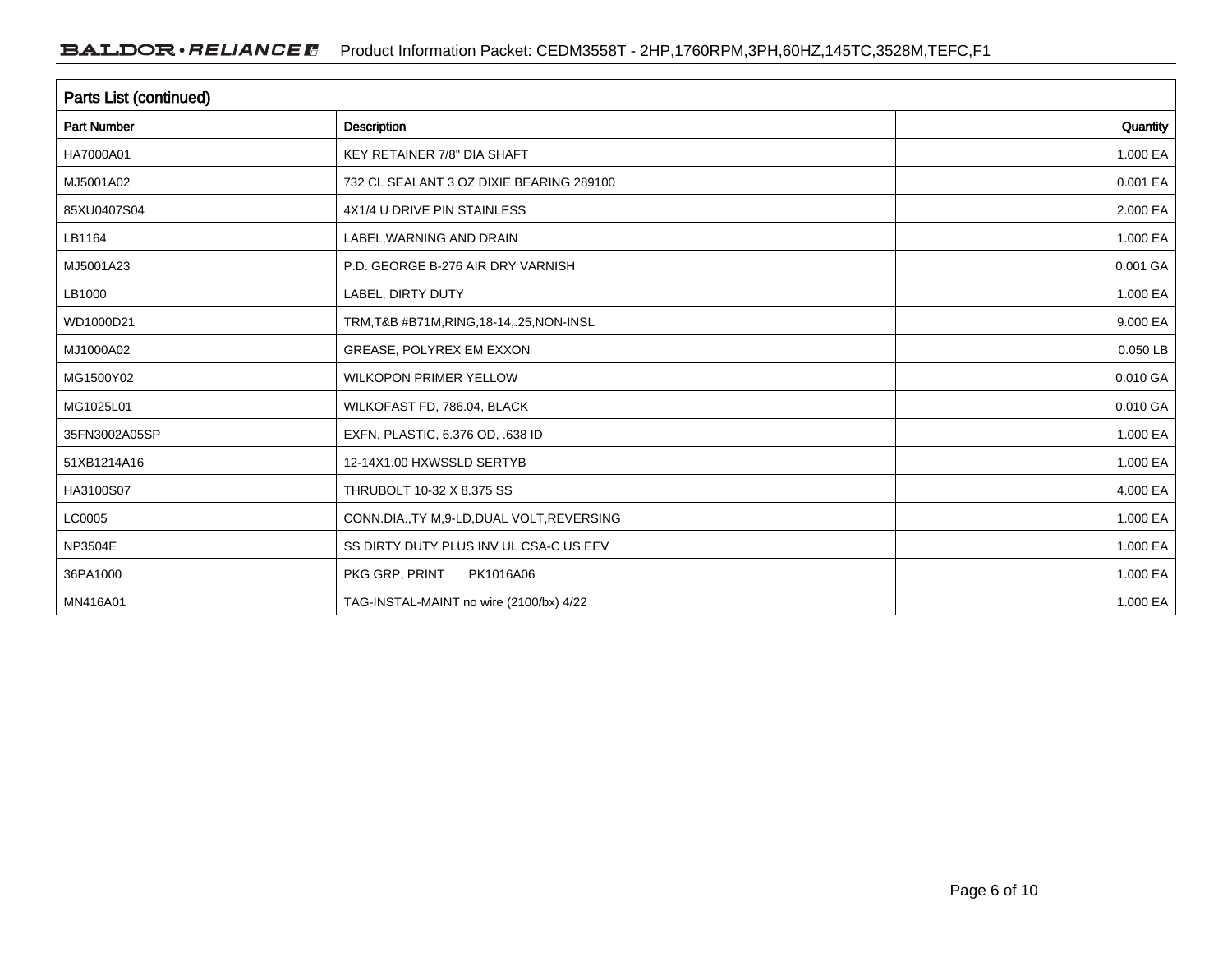## Parts List (continued)

| Part Number | Description | Quantity |
|---|---|---|
| HA7000A01 | KEY RETAINER 7/8" DIA SHAFT | 1.000 EA |
| MJ5001A02 | 732 CL SEALANT 3 OZ DIXIE BEARING 289100 | 0.001 EA |
| 85XU0407S04 | 4X1/4 U DRIVE PIN STAINLESS | 2.000 EA |
| LB1164 | LABEL,WARNING AND DRAIN | 1.000 EA |
| MJ5001A23 | P.D. GEORGE B-276 AIR DRY VARNISH | 0.001 GA |
| LB1000 | LABEL, DIRTY DUTY | 1.000 EA |
| WD1000D21 | TRM,T&B #B71M,RING,18-14,.25,NON-INSL | 9.000 EA |
| MJ1000A02 | GREASE, POLYREX EM EXXON | 0.050 LB |
| MG1500Y02 | WILKOPON PRIMER YELLOW | 0.010 GA |
| MG1025L01 | WILKOFAST FD, 786.04, BLACK | 0.010 GA |
| 35FN3002A05SP | EXFN, PLASTIC, 6.376 OD, .638 ID | 1.000 EA |
| 51XB1214A16 | 12-14X1.00 HXWSSLD SERTYB | 1.000 EA |
| HA3100S07 | THRUBOLT 10-32 X 8.375 SS | 4.000 EA |
| LC0005 | CONN.DIA.,TY M,9-LD,DUAL VOLT,REVERSING | 1.000 EA |
| NP3504E | SS DIRTY DUTY PLUS INV UL CSA-C US EEV | 1.000 EA |
| 36PA1000 | PKG GRP, PRINT PK1016A06 | 1.000 EA |
| MN416A01 | TAG-INSTAL-MAINT no wire (2100/bx) 4/22 | 1.000 EA |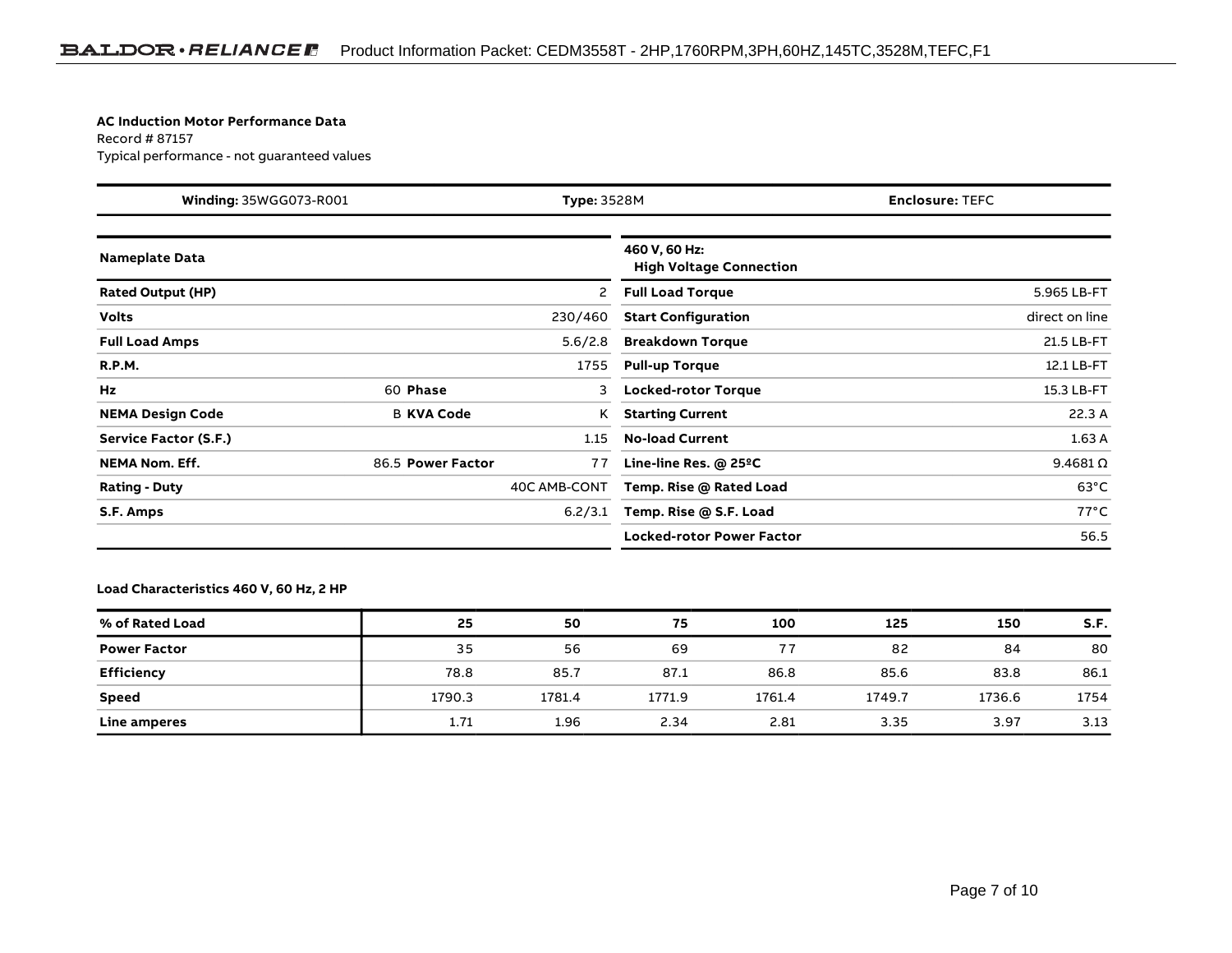**AC Induction Motor Performance Data**

Record # 87157

Typical performance - not guaranteed values

| **Winding:** 35WGG073-R001 | **Type:** 3528M | **Enclosure:** TEFC |
|---|---|---|

| **Nameplate Data** | | | **460 V, 60 Hz: High Voltage Connection** | |
|---|---|---|---|---|
| **Rated Output (HP)** | | 2 | **Full Load Torque** | 5.965 LB-FT |
| **Volts** | | 230/460 | **Start Configuration** | direct on line |
| **Full Load Amps** | | 5.6/2.8 | **Breakdown Torque** | 21.5 LB-FT |
| **R.P.M.** | | 1755 | **Pull-up Torque** | 12.1 LB-FT |
| **Hz** | 60 **Phase** | 3 | **Locked-rotor Torque** | 15.3 LB-FT |
| **NEMA Design Code** | B **KVA Code** | K | **Starting Current** | 22.3 A |
| **Service Factor (S.F.)** | | 1.15 | **No-load Current** | 1.63 A |
| **NEMA Nom. Eff.** | 86.5 **Power Factor** | 77 | **Line-line Res. @ 25ºC** | 9.4681 Ω |
| **Rating - Duty** | | 40C AMB-CONT | **Temp. Rise @ Rated Load** | 63°C |
| **S.F. Amps** | | 6.2/3.1 | **Temp. Rise @ S.F. Load** | 77°C |
| | | | **Locked-rotor Power Factor** | 56.5 |

**Load Characteristics 460 V, 60 Hz, 2 HP**

| % of Rated Load | 25 | 50 | 75 | 100 | 125 | 150 | S.F. |
|---|---|---|---|---|---|---|---|
| **Power Factor** | 35 | 56 | 69 | 77 | 82 | 84 | 80 |
| **Efficiency** | 78.8 | 85.7 | 87.1 | 86.8 | 85.6 | 83.8 | 86.1 |
| **Speed** | 1790.3 | 1781.4 | 1771.9 | 1761.4 | 1749.7 | 1736.6 | 1754 |
| **Line amperes** | 1.71 | 1.96 | 2.34 | 2.81 | 3.35 | 3.97 | 3.13 |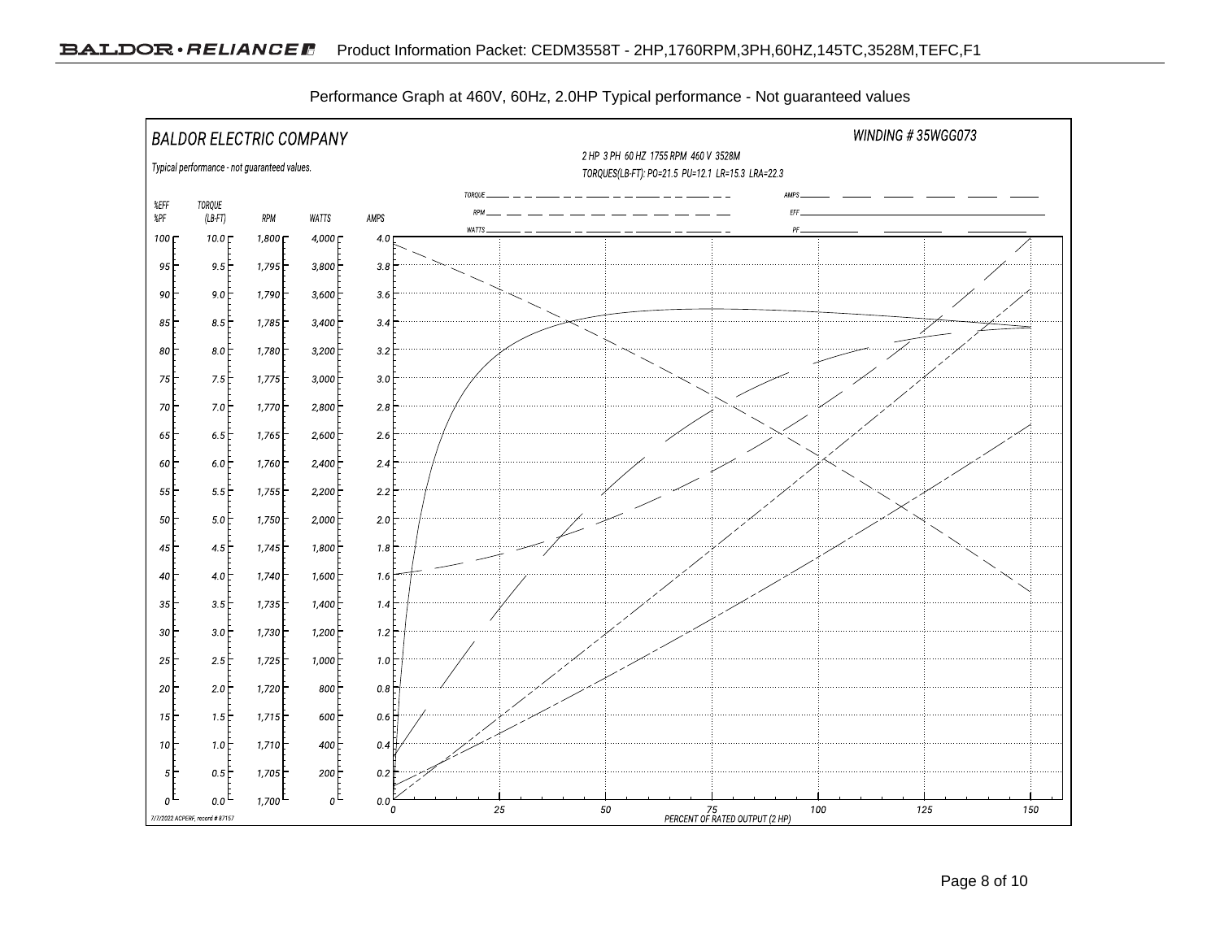Performance Graph at 460V, 60Hz, 2.0HP Typical performance - Not guaranteed values

BALDOR ELECTRIC COMPANY

WINDING # 35WGG073

2 HP 3 PH 60 HZ 1755 RPM 460 V 3528M

TORQUES(LB-FT): PO=21.5 PU=12.1 LR=15.3 LRA=22.3

Typical performance - not guaranteed values.

| %EFF %PF | TORQUE (LB-FT) | RPM | WATTS | AMPS |
| --- | --- | --- | --- | --- |
| 100 | 10.0 | 1,800 | 4,000 | 4.0 |
| 95 | 9.5 | 1,795 | 3,800 | 3.8 |
| 90 | 9.0 | 1,790 | 3,600 | 3.6 |
| 85 | 8.5 | 1,785 | 3,400 | 3.4 |
| 80 | 8.0 | 1,780 | 3,200 | 3.2 |
| 75 | 7.5 | 1,775 | 3,000 | 3.0 |
| 70 | 7.0 | 1,770 | 2,800 | 2.8 |
| 65 | 6.5 | 1,765 | 2,600 | 2.6 |
| 60 | 6.0 | 1,760 | 2,400 | 2.4 |
| 55 | 5.5 | 1,755 | 2,200 | 2.2 |
| 50 | 5.0 | 1,750 | 2,000 | 2.0 |
| 45 | 4.5 | 1,745 | 1,800 | 1.8 |
| 40 | 4.0 | 1,740 | 1,600 | 1.6 |
| 35 | 3.5 | 1,735 | 1,400 | 1.4 |
| 30 | 3.0 | 1,730 | 1,200 | 1.2 |
| 25 | 2.5 | 1,725 | 1,000 | 1.0 |
| 20 | 2.0 | 1,720 | 800 | 0.8 |
| 15 | 1.5 | 1,715 | 600 | 0.6 |
| 10 | 1.0 | 1,710 | 400 | 0.4 |
| 5 | 0.5 | 1,705 | 200 | 0.2 |
| 0 | 0.0 | 1,700 | 0 | 0.0 |

Legend: TORQUE, RPM, WATTS, AMPS, EFF, PF

PERCENT OF RATED OUTPUT (2 HP): 0, 25, 50, 75, 100, 125, 150

7/7/2022 ACPERF, record # 87157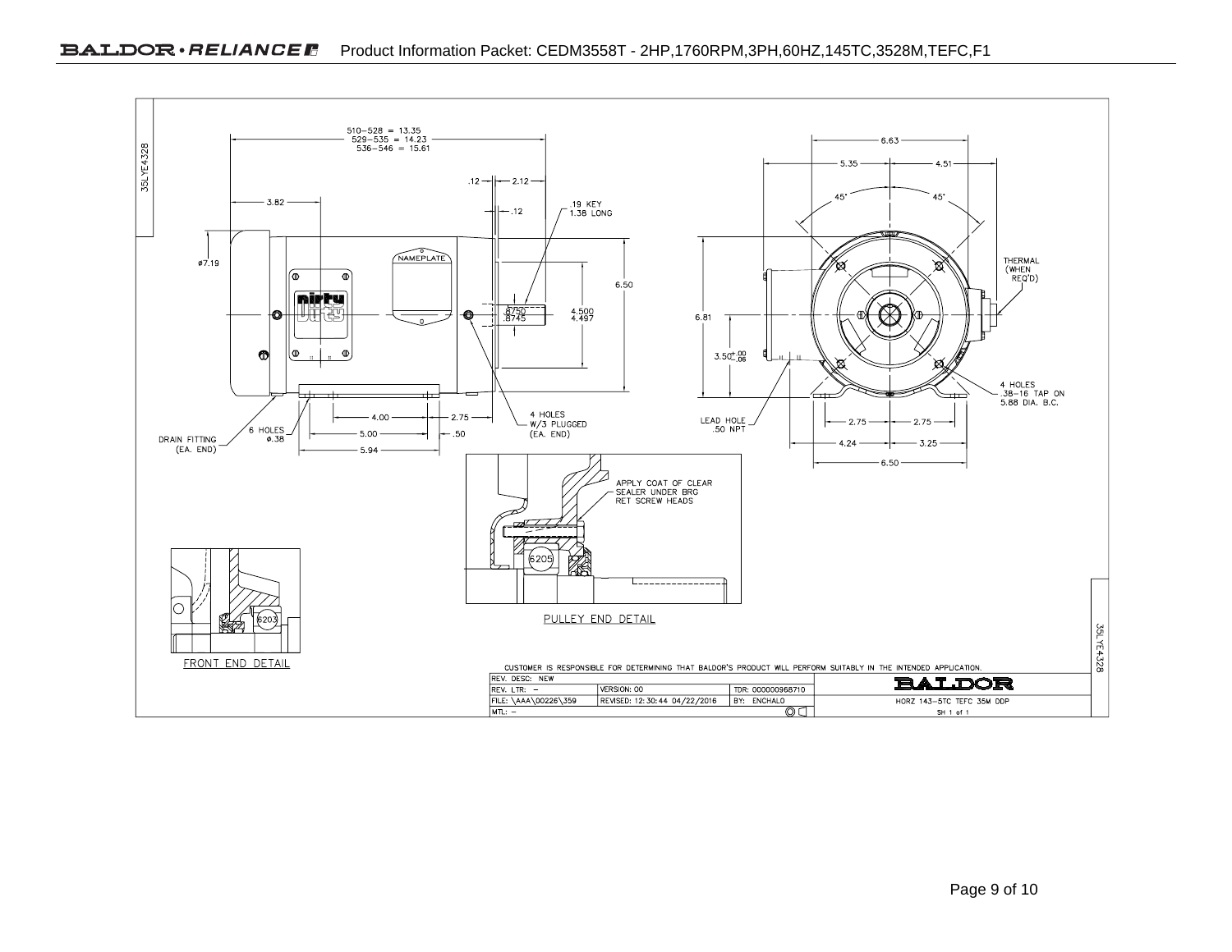510–528 = 13.35
529–535 = 14.23
536–546 = 15.61

.12 — 2.12

3.82

.12

.19 KEY
1.38 LONG

ø7.19

NAMEPLATE

6.50

.8750
.8745

4.500
4.497

DRAIN FITTING
(EA. END)

6 HOLES
ø.38

4.00

2.75

5.00

.50

5.94

4 HOLES
W/3 PLUGGED
(EA. END)

6.63

5.35

4.51

45°

45°

THERMAL
(WHEN
REQ'D)

6.81

$3.50^{+.00}_{-.06}$

LEAD HOLE
.50 NPT

2.75

2.75

4.24

3.25

6.50

4 HOLES
.38–16 TAP ON
5.88 DIA. B.C.

APPLY COAT OF CLEAR
SEALER UNDER BRG
RET SCREW HEADS

6205

PULLEY END DETAIL

6203

FRONT END DETAIL

35LYE4328

CUSTOMER IS RESPONSIBLE FOR DETERMINING THAT BALDOR'S PRODUCT WILL PERFORM SUITABLY IN THE INTENDED APPLICATION.

| REV. DESC: NEW | | | BALDOR |
|---|---|---|---|
| REV. LTR: – | VERSION: 00 | TDR: 000000968710 | |
| FILE: \AAA\00226\359 | REVISED: 12:30:44 04/22/2016 | BY: ENCHALO | HORZ 143–5TC TEFC 35M DDP |
| MTL: – | | | SH 1 of 1 |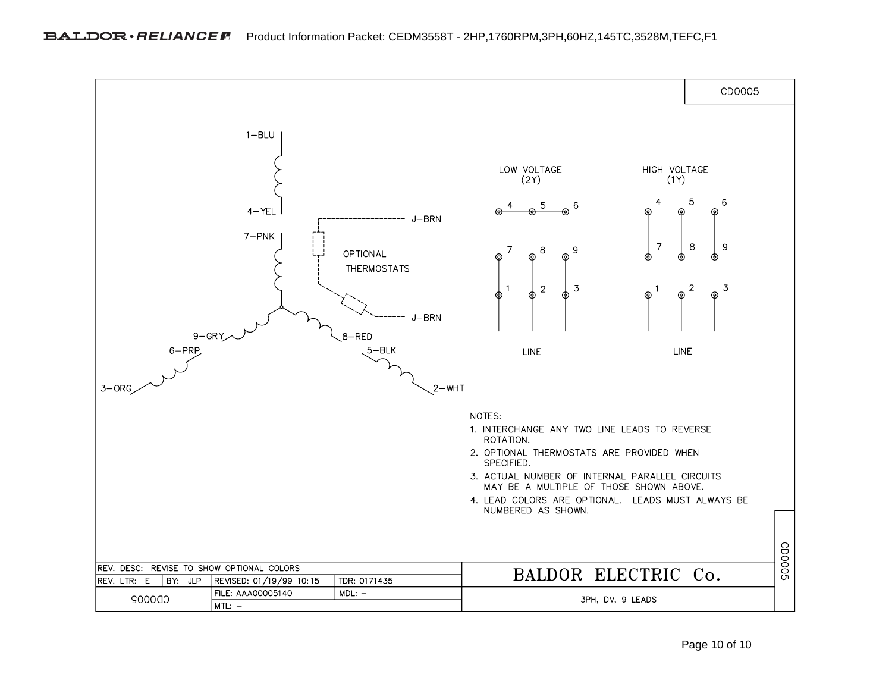CD0005

1–BLU

4–YEL

7–PNK

9–GRY

8–RED

6–PRP

5–BLK

3–ORG

2–WHT

J–BRN

OPTIONAL THERMOSTATS

J–BRN

LOW VOLTAGE (2Y)

4 5 6

7 8 9

1 2 3

LINE

HIGH VOLTAGE (1Y)

4 5 6

7 8 9

1 2 3

LINE

NOTES:

1. INTERCHANGE ANY TWO LINE LEADS TO REVERSE ROTATION.
2. OPTIONAL THERMOSTATS ARE PROVIDED WHEN SPECIFIED.
3. ACTUAL NUMBER OF INTERNAL PARALLEL CIRCUITS MAY BE A MULTIPLE OF THOSE SHOWN ABOVE.
4. LEAD COLORS ARE OPTIONAL. LEADS MUST ALWAYS BE NUMBERED AS SHOWN.

| | | | | |
|---|---|---|---|---|
| REV. DESC: REVISE TO SHOW OPTIONAL COLORS | | | | BALDOR ELECTRIC Co. |
| REV. LTR: E | BY: JLP | REVISED: 01/19/99 10:15 | TDR: 0171435 | |
| CD0005 | | FILE: AAA00005140 | MDL: – | 3PH, DV, 9 LEADS |
| | | MTL: – | | |

CD0005